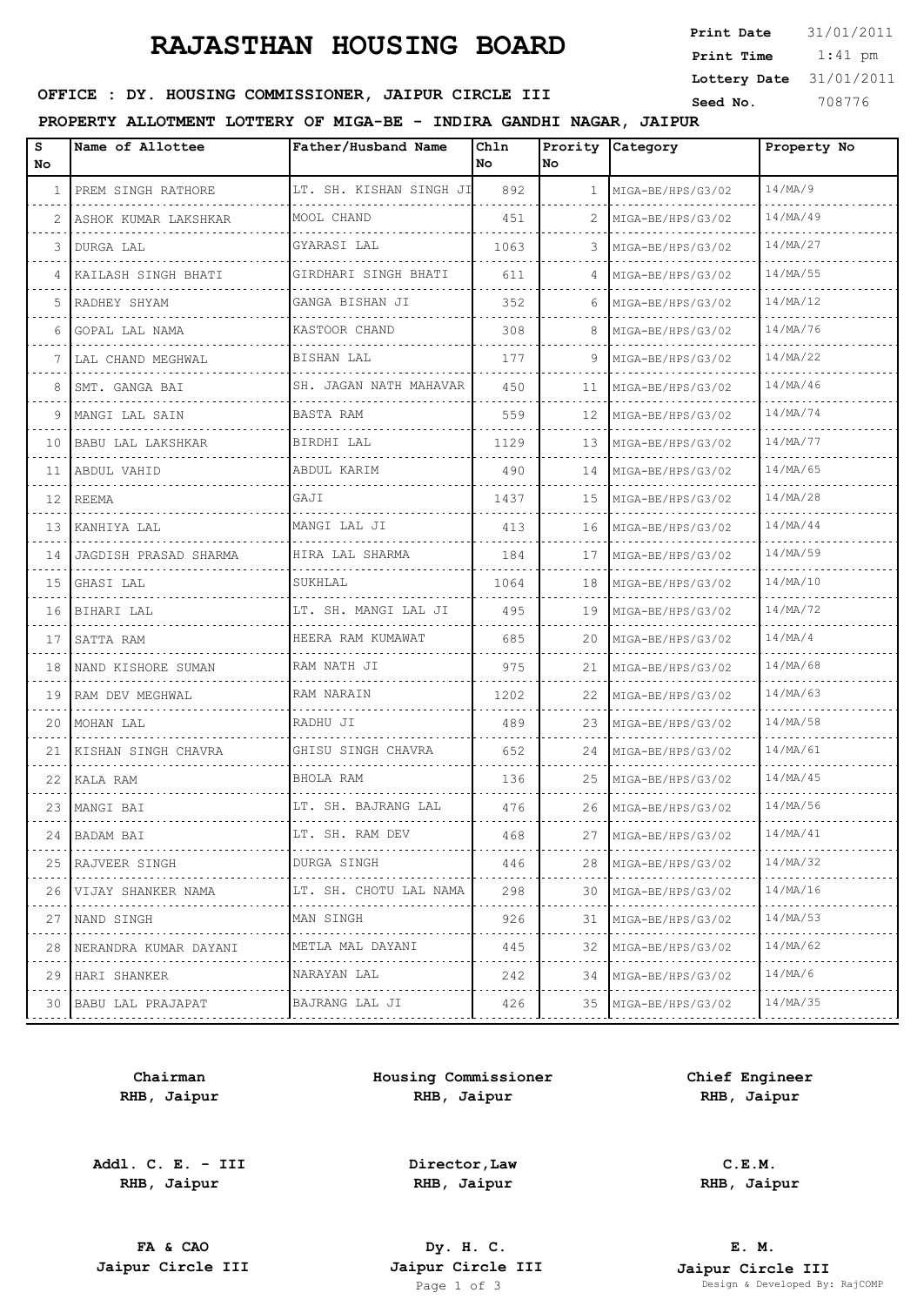# RAJASTHAN HOUSING BOARD

**Print Date** 31/01/2011
**Print Time** 1:41 pm
**Lottery Date** 31/01/2011
**Seed No.** 708776

**OFFICE : DY. HOUSING COMMISSIONER, JAIPUR CIRCLE III**

**PROPERTY ALLOTMENT LOTTERY OF MIGA-BE - INDIRA GANDHI NAGAR, JAIPUR**

| S No | Name of Allottee | Father/Husband Name | Chln No | Prority No | Category | Property No |
|---|---|---|---|---|---|---|
| 1 | PREM SINGH RATHORE | LT. SH. KISHAN SINGH JI | 892 | 1 | MIGA-BE/HPS/G3/02 | 14/MA/9 |
| 2 | ASHOK KUMAR LAKSHKAR | MOOL CHAND | 451 | 2 | MIGA-BE/HPS/G3/02 | 14/MA/49 |
| 3 | DURGA LAL | GYARASI LAL | 1063 | 3 | MIGA-BE/HPS/G3/02 | 14/MA/27 |
| 4 | KAILASH SINGH BHATI | GIRDHARI SINGH BHATI | 611 | 4 | MIGA-BE/HPS/G3/02 | 14/MA/55 |
| 5 | RADHEY SHYAM | GANGA BISHAN JI | 352 | 6 | MIGA-BE/HPS/G3/02 | 14/MA/12 |
| 6 | GOPAL LAL NAMA | KASTOOR CHAND | 308 | 8 | MIGA-BE/HPS/G3/02 | 14/MA/76 |
| 7 | LAL CHAND MEGHWAL | BISHAN LAL | 177 | 9 | MIGA-BE/HPS/G3/02 | 14/MA/22 |
| 8 | SMT. GANGA BAI | SH. JAGAN NATH MAHAVAR | 450 | 11 | MIGA-BE/HPS/G3/02 | 14/MA/46 |
| 9 | MANGI LAL SAIN | BASTA RAM | 559 | 12 | MIGA-BE/HPS/G3/02 | 14/MA/74 |
| 10 | BABU LAL LAKSHKAR | BIRDHI LAL | 1129 | 13 | MIGA-BE/HPS/G3/02 | 14/MA/77 |
| 11 | ABDUL VAHID | ABDUL KARIM | 490 | 14 | MIGA-BE/HPS/G3/02 | 14/MA/65 |
| 12 | REEMA | GAJI | 1437 | 15 | MIGA-BE/HPS/G3/02 | 14/MA/28 |
| 13 | KANHIYA LAL | MANGI LAL JI | 413 | 16 | MIGA-BE/HPS/G3/02 | 14/MA/44 |
| 14 | JAGDISH PRASAD SHARMA | HIRA LAL SHARMA | 184 | 17 | MIGA-BE/HPS/G3/02 | 14/MA/59 |
| 15 | GHASI LAL | SUKHLAL | 1064 | 18 | MIGA-BE/HPS/G3/02 | 14/MA/10 |
| 16 | BIHARI LAL | LT. SH. MANGI LAL JI | 495 | 19 | MIGA-BE/HPS/G3/02 | 14/MA/72 |
| 17 | SATTA RAM | HEERA RAM KUMAWAT | 685 | 20 | MIGA-BE/HPS/G3/02 | 14/MA/4 |
| 18 | NAND KISHORE SUMAN | RAM NATH JI | 975 | 21 | MIGA-BE/HPS/G3/02 | 14/MA/68 |
| 19 | RAM DEV MEGHWAL | RAM NARAIN | 1202 | 22 | MIGA-BE/HPS/G3/02 | 14/MA/63 |
| 20 | MOHAN LAL | RADHU JI | 489 | 23 | MIGA-BE/HPS/G3/02 | 14/MA/58 |
| 21 | KISHAN SINGH CHAVRA | GHISU SINGH CHAVRA | 652 | 24 | MIGA-BE/HPS/G3/02 | 14/MA/61 |
| 22 | KALA RAM | BHOLA RAM | 136 | 25 | MIGA-BE/HPS/G3/02 | 14/MA/45 |
| 23 | MANGI BAI | LT. SH. BAJRANG LAL | 476 | 26 | MIGA-BE/HPS/G3/02 | 14/MA/56 |
| 24 | BADAM BAI | LT. SH. RAM DEV | 468 | 27 | MIGA-BE/HPS/G3/02 | 14/MA/41 |
| 25 | RAJVEER SINGH | DURGA SINGH | 446 | 28 | MIGA-BE/HPS/G3/02 | 14/MA/32 |
| 26 | VIJAY SHANKER NAMA | LT. SH. CHOTU LAL NAMA | 298 | 30 | MIGA-BE/HPS/G3/02 | 14/MA/16 |
| 27 | NAND SINGH | MAN SINGH | 926 | 31 | MIGA-BE/HPS/G3/02 | 14/MA/53 |
| 28 | NERANDRA KUMAR DAYANI | METLA MAL DAYANI | 445 | 32 | MIGA-BE/HPS/G3/02 | 14/MA/62 |
| 29 | HARI SHANKER | NARAYAN LAL | 242 | 34 | MIGA-BE/HPS/G3/02 | 14/MA/6 |
| 30 | BABU LAL PRAJAPAT | BAJRANG LAL JI | 426 | 35 | MIGA-BE/HPS/G3/02 | 14/MA/35 |

| | | |
|---|---|---|
| **Chairman**<br>**RHB, Jaipur** | **Housing Commissioner**<br>**RHB, Jaipur** | **Chief Engineer**<br>**RHB, Jaipur** |
| **Addl. C. E. - III**<br>**RHB, Jaipur** | **Director,Law**<br>**RHB, Jaipur** | **C.E.M.**<br>**RHB, Jaipur** |
| **FA & CAO**<br>**Jaipur Circle III** | **Dy. H. C.**<br>**Jaipur Circle III** | **E. M.**<br>**Jaipur Circle III** |

Design & Developed By: RajCOMP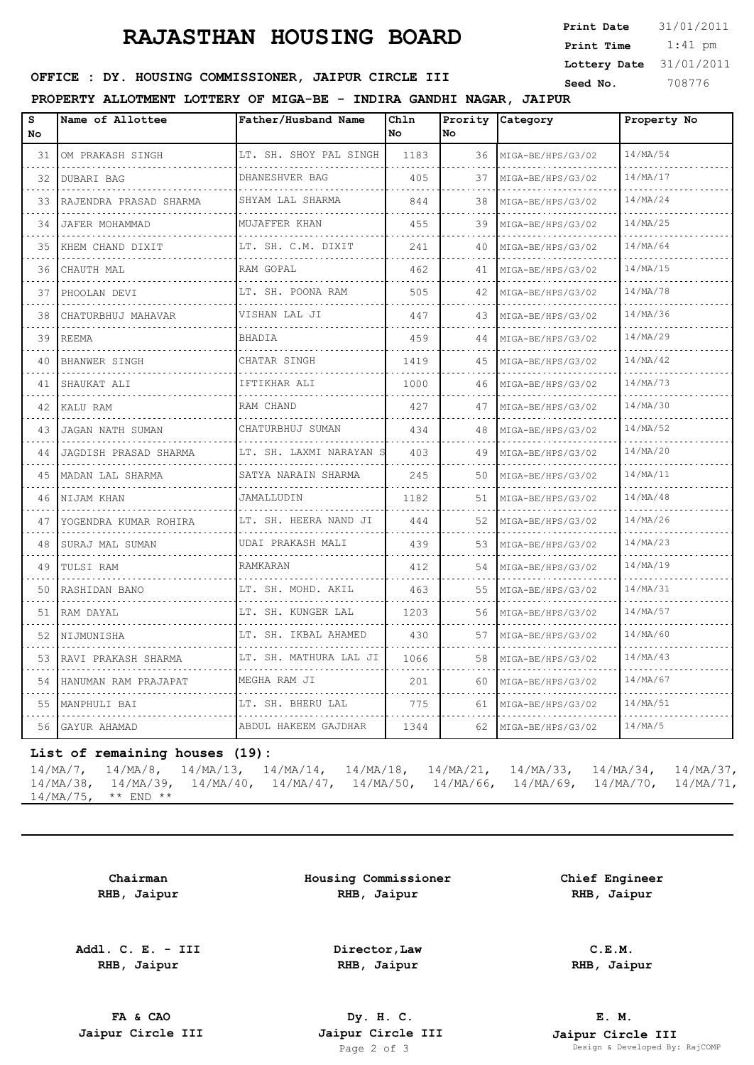# RAJASTHAN HOUSING BOARD

**Print Date** 31/01/2011
**Print Time** 1:41 pm
**Lottery Date** 31/01/2011
**Seed No.** 708776

**OFFICE : DY. HOUSING COMMISSIONER, JAIPUR CIRCLE III**

**PROPERTY ALLOTMENT LOTTERY OF MIGA-BE - INDIRA GANDHI NAGAR, JAIPUR**

| S No | Name of Allottee | Father/Husband Name | Chln No | Prority No | Category | Property No |
|---|---|---|---|---|---|---|
| 31 | OM PRAKASH SINGH | LT. SH. SHOY PAL SINGH | 1183 | 36 | MIGA-BE/HPS/G3/02 | 14/MA/54 |
| 32 | DUBARI BAG | DHANESHVER BAG | 405 | 37 | MIGA-BE/HPS/G3/02 | 14/MA/17 |
| 33 | RAJENDRA PRASAD SHARMA | SHYAM LAL SHARMA | 844 | 38 | MIGA-BE/HPS/G3/02 | 14/MA/24 |
| 34 | JAFER MOHAMMAD | MUJAFFER KHAN | 455 | 39 | MIGA-BE/HPS/G3/02 | 14/MA/25 |
| 35 | KHEM CHAND DIXIT | LT. SH. C.M. DIXIT | 241 | 40 | MIGA-BE/HPS/G3/02 | 14/MA/64 |
| 36 | CHAUTH MAL | RAM GOPAL | 462 | 41 | MIGA-BE/HPS/G3/02 | 14/MA/15 |
| 37 | PHOOLAN DEVI | LT. SH. POONA RAM | 505 | 42 | MIGA-BE/HPS/G3/02 | 14/MA/78 |
| 38 | CHATURBHUJ MAHAVAR | VISHAN LAL JI | 447 | 43 | MIGA-BE/HPS/G3/02 | 14/MA/36 |
| 39 | REEMA | BHADIA | 459 | 44 | MIGA-BE/HPS/G3/02 | 14/MA/29 |
| 40 | BHANWER SINGH | CHATAR SINGH | 1419 | 45 | MIGA-BE/HPS/G3/02 | 14/MA/42 |
| 41 | SHAUKAT ALI | IFTIKHAR ALI | 1000 | 46 | MIGA-BE/HPS/G3/02 | 14/MA/73 |
| 42 | KALU RAM | RAM CHAND | 427 | 47 | MIGA-BE/HPS/G3/02 | 14/MA/30 |
| 43 | JAGAN NATH SUMAN | CHATURBHUJ SUMAN | 434 | 48 | MIGA-BE/HPS/G3/02 | 14/MA/52 |
| 44 | JAGDISH PRASAD SHARMA | LT. SH. LAXMI NARAYAN S | 403 | 49 | MIGA-BE/HPS/G3/02 | 14/MA/20 |
| 45 | MADAN LAL SHARMA | SATYA NARAIN SHARMA | 245 | 50 | MIGA-BE/HPS/G3/02 | 14/MA/11 |
| 46 | NIJAM KHAN | JAMALLUDIN | 1182 | 51 | MIGA-BE/HPS/G3/02 | 14/MA/48 |
| 47 | YOGENDRA KUMAR ROHIRA | LT. SH. HEERA NAND JI | 444 | 52 | MIGA-BE/HPS/G3/02 | 14/MA/26 |
| 48 | SURAJ MAL SUMAN | UDAI PRAKASH MALI | 439 | 53 | MIGA-BE/HPS/G3/02 | 14/MA/23 |
| 49 | TULSI RAM | RAMKARAN | 412 | 54 | MIGA-BE/HPS/G3/02 | 14/MA/19 |
| 50 | RASHIDAN BANO | LT. SH. MOHD. AKIL | 463 | 55 | MIGA-BE/HPS/G3/02 | 14/MA/31 |
| 51 | RAM DAYAL | LT. SH. KUNGER LAL | 1203 | 56 | MIGA-BE/HPS/G3/02 | 14/MA/57 |
| 52 | NIJMUNISHA | LT. SH. IKBAL AHAMED | 430 | 57 | MIGA-BE/HPS/G3/02 | 14/MA/60 |
| 53 | RAVI PRAKASH SHARMA | LT. SH. MATHURA LAL JI | 1066 | 58 | MIGA-BE/HPS/G3/02 | 14/MA/43 |
| 54 | HANUMAN RAM PRAJAPAT | MEGHA RAM JI | 201 | 60 | MIGA-BE/HPS/G3/02 | 14/MA/67 |
| 55 | MANPHULI BAI | LT. SH. BHERU LAL | 775 | 61 | MIGA-BE/HPS/G3/02 | 14/MA/51 |
| 56 | GAYUR AHAMAD | ABDUL HAKEEM GAJDHAR | 1344 | 62 | MIGA-BE/HPS/G3/02 | 14/MA/5 |

**List of remaining houses (19):**

14/MA/7, 14/MA/8, 14/MA/13, 14/MA/14, 14/MA/18, 14/MA/21, 14/MA/33, 14/MA/34, 14/MA/37, 14/MA/38, 14/MA/39, 14/MA/40, 14/MA/47, 14/MA/50, 14/MA/66, 14/MA/69, 14/MA/70, 14/MA/71, 14/MA/75, ** END **

| | | |
|---|---|---|
| **Chairman**<br>**RHB, Jaipur** | **Housing Commissioner**<br>**RHB, Jaipur** | **Chief Engineer**<br>**RHB, Jaipur** |
| **Addl. C. E. - III**<br>**RHB, Jaipur** | **Director,Law**<br>**RHB, Jaipur** | **C.E.M.**<br>**RHB, Jaipur** |
| **FA & CAO**<br>**Jaipur Circle III** | **Dy. H. C.**<br>**Jaipur Circle III** | **E. M.**<br>**Jaipur Circle III** |

Design & Developed By: RajCOMP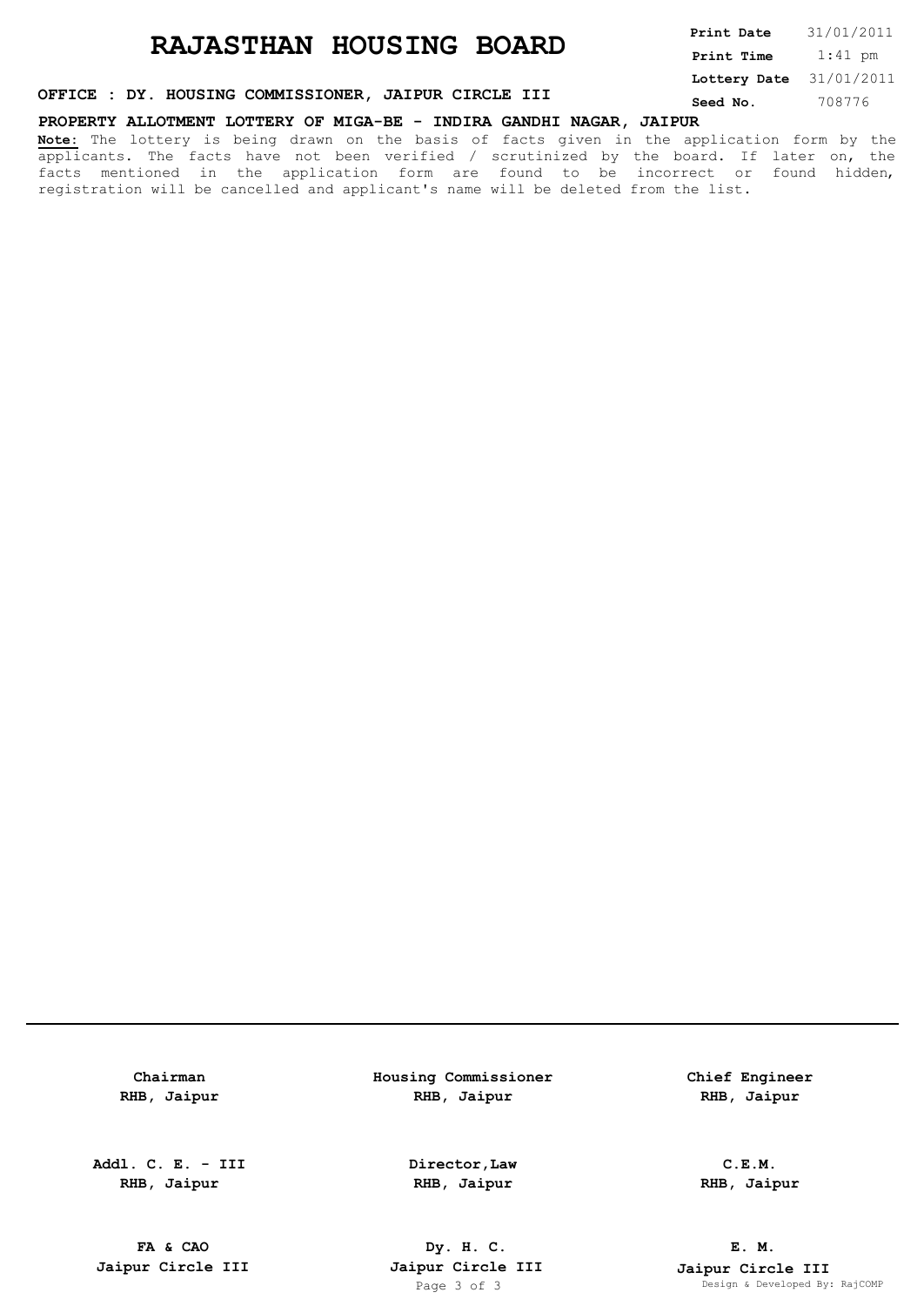# RAJASTHAN HOUSING BOARD

| | |
|---|---|
| **Print Date** | 31/01/2011 |
| **Print Time** | 1:41 pm |
| **Lottery Date** | 31/01/2011 |
| **Seed No.** | 708776 |

**OFFICE : DY. HOUSING COMMISSIONER, JAIPUR CIRCLE III**

**PROPERTY ALLOTMENT LOTTERY OF MIGA-BE - INDIRA GANDHI NAGAR, JAIPUR**

**Note:** The lottery is being drawn on the basis of facts given in the application form by the applicants. The facts have not been verified / scrutinized by the board. If later on, the facts mentioned in the application form are found to be incorrect or found hidden, registration will be cancelled and applicant's name will be deleted from the list.

| | | |
|---|---|---|
| **Chairman**<br>**RHB, Jaipur** | **Housing Commissioner**<br>**RHB, Jaipur** | **Chief Engineer**<br>**RHB, Jaipur** |
| **Addl. C. E. - III**<br>**RHB, Jaipur** | **Director,Law**<br>**RHB, Jaipur** | **C.E.M.**<br>**RHB, Jaipur** |
| **FA & CAO**<br>**Jaipur Circle III** | **Dy. H. C.**<br>**Jaipur Circle III** | **E. M.**<br>**Jaipur Circle III** |

Design & Developed By: RajCOMP